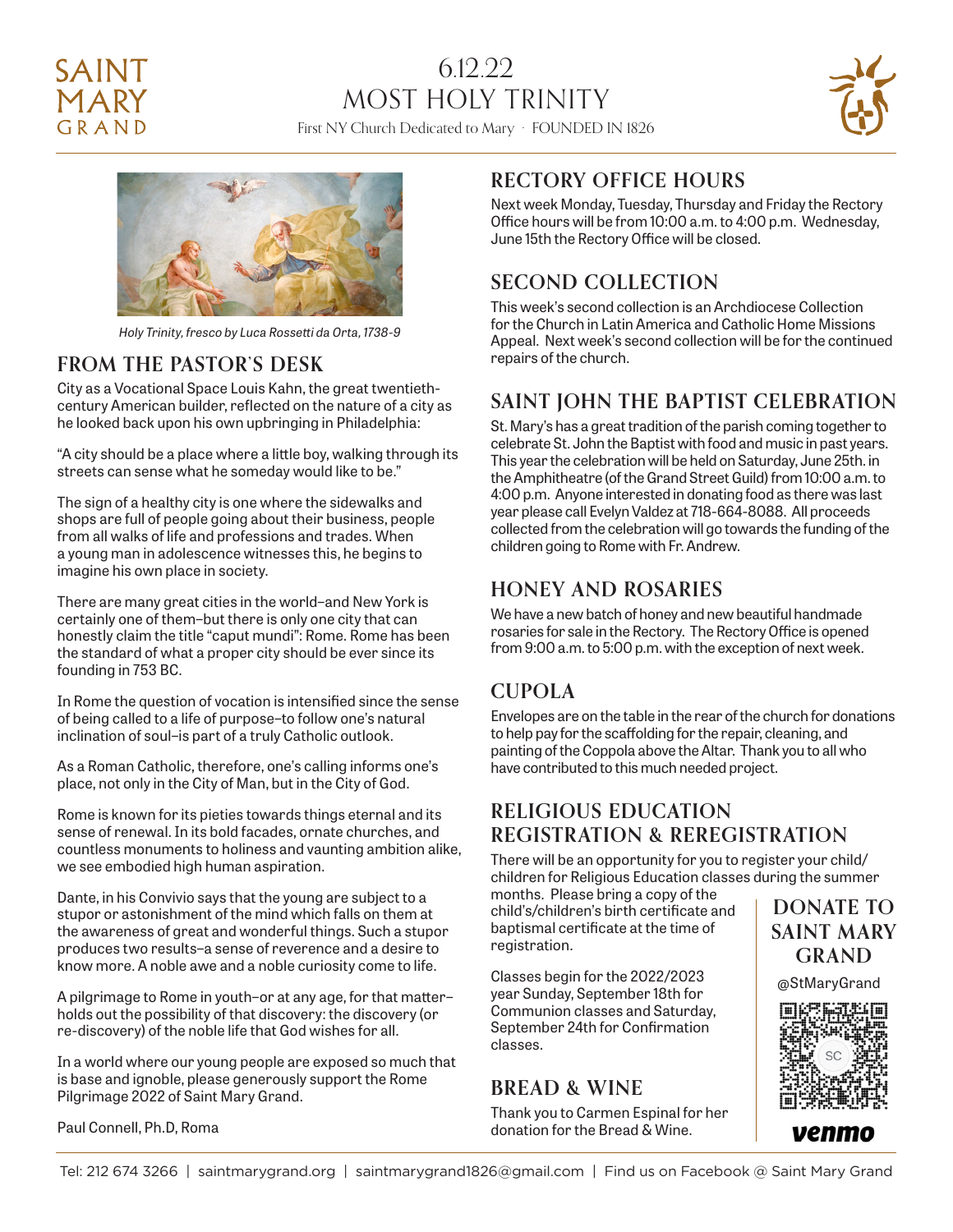# SAINT MARY GRAND

## 6.12.22
## MOST HOLY TRINITY

First NY Church Dedicated to Mary · FOUNDED IN 1826

*Holy Trinity, fresco by Luca Rossetti da Orta, 1738-9*

## FROM THE PASTOR'S DESK

City as a Vocational Space Louis Kahn, the great twentieth-century American builder, reflected on the nature of a city as he looked back upon his own upbringing in Philadelphia:

"A city should be a place where a little boy, walking through its streets can sense what he someday would like to be."

The sign of a healthy city is one where the sidewalks and shops are full of people going about their business, people from all walks of life and professions and trades. When a young man in adolescence witnesses this, he begins to imagine his own place in society.

There are many great cities in the world–and New York is certainly one of them–but there is only one city that can honestly claim the title "caput mundi": Rome. Rome has been the standard of what a proper city should be ever since its founding in 753 BC.

In Rome the question of vocation is intensified since the sense of being called to a life of purpose–to follow one's natural inclination of soul–is part of a truly Catholic outlook.

As a Roman Catholic, therefore, one's calling informs one's place, not only in the City of Man, but in the City of God.

Rome is known for its pieties towards things eternal and its sense of renewal. In its bold facades, ornate churches, and countless monuments to holiness and vaunting ambition alike, we see embodied high human aspiration.

Dante, in his Convivio says that the young are subject to a stupor or astonishment of the mind which falls on them at the awareness of great and wonderful things. Such a stupor produces two results–a sense of reverence and a desire to know more. A noble awe and a noble curiosity come to life.

A pilgrimage to Rome in youth–or at any age, for that matter–holds out the possibility of that discovery: the discovery (or re-discovery) of the noble life that God wishes for all.

In a world where our young people are exposed so much that is base and ignoble, please generously support the Rome Pilgrimage 2022 of Saint Mary Grand.

Paul Connell, Ph.D, Roma

## RECTORY OFFICE HOURS

Next week Monday, Tuesday, Thursday and Friday the Rectory Office hours will be from 10:00 a.m. to 4:00 p.m. Wednesday, June 15th the Rectory Office will be closed.

## SECOND COLLECTION

This week's second collection is an Archdiocese Collection for the Church in Latin America and Catholic Home Missions Appeal. Next week's second collection will be for the continued repairs of the church.

## SAINT JOHN THE BAPTIST CELEBRATION

St. Mary's has a great tradition of the parish coming together to celebrate St. John the Baptist with food and music in past years. This year the celebration will be held on Saturday, June 25th. in the Amphitheatre (of the Grand Street Guild) from 10:00 a.m. to 4:00 p.m. Anyone interested in donating food as there was last year please call Evelyn Valdez at 718-664-8088. All proceeds collected from the celebration will go towards the funding of the children going to Rome with Fr. Andrew.

## HONEY AND ROSARIES

We have a new batch of honey and new beautiful handmade rosaries for sale in the Rectory. The Rectory Office is opened from 9:00 a.m. to 5:00 p.m. with the exception of next week.

## CUPOLA

Envelopes are on the table in the rear of the church for donations to help pay for the scaffolding for the repair, cleaning, and painting of the Coppola above the Altar. Thank you to all who have contributed to this much needed project.

## RELIGIOUS EDUCATION REGISTRATION & REREGISTRATION

There will be an opportunity for you to register your child/children for Religious Education classes during the summer months. Please bring a copy of the child's/children's birth certificate and baptismal certificate at the time of registration.

Classes begin for the 2022/2023 year Sunday, September 18th for Communion classes and Saturday, September 24th for Confirmation classes.

## BREAD & WINE

Thank you to Carmen Espinal for her donation for the Bread & Wine.

## DONATE TO SAINT MARY GRAND

@StMaryGrand

venmo

Tel: 212 674 3266 | saintmarygrand.org | saintmarygrand1826@gmail.com | Find us on Facebook @ Saint Mary Grand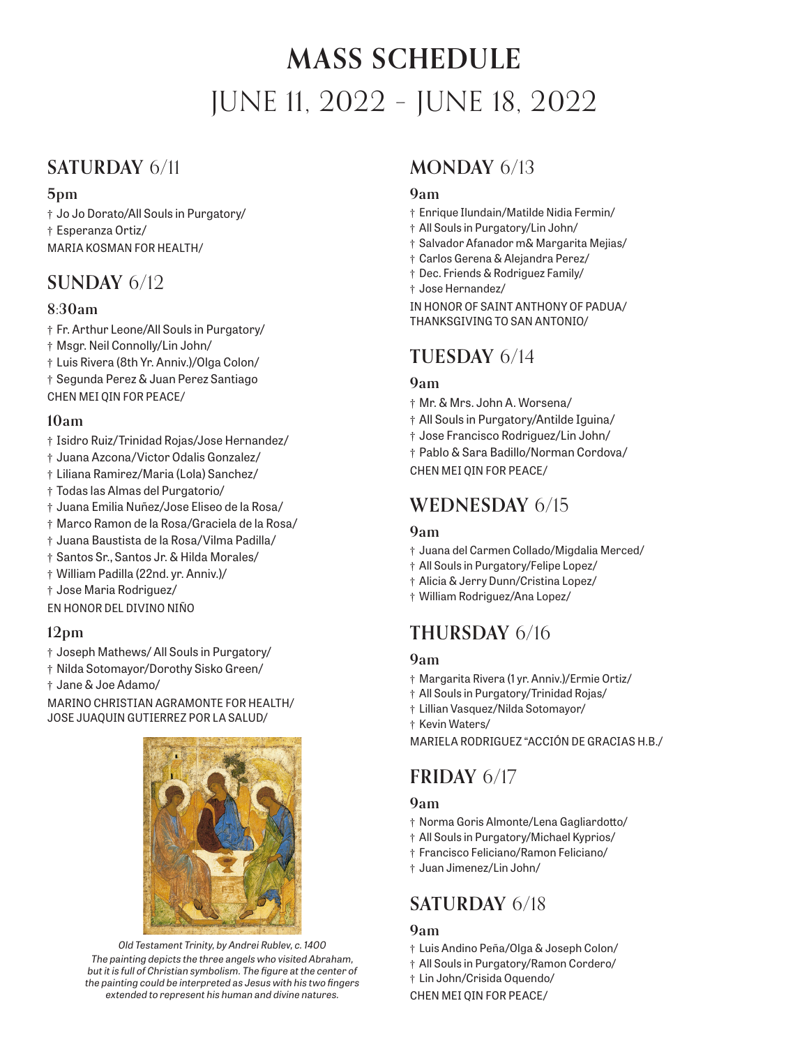# MASS SCHEDULE
## JUNE 11, 2022 - JUNE 18, 2022

## SATURDAY 6/11

### 5pm

† Jo Jo Dorato/All Souls in Purgatory/
† Esperanza Ortiz/
MARIA KOSMAN FOR HEALTH/

## SUNDAY 6/12

### 8:30am

† Fr. Arthur Leone/All Souls in Purgatory/
† Msgr. Neil Connolly/Lin John/
† Luis Rivera (8th Yr. Anniv.)/Olga Colon/
† Segunda Perez & Juan Perez Santiago
CHEN MEI QIN FOR PEACE/

### 10am

† Isidro Ruiz/Trinidad Rojas/Jose Hernandez/
† Juana Azcona/Victor Odalis Gonzalez/
† Liliana Ramirez/Maria (Lola) Sanchez/
† Todas las Almas del Purgatorio/
† Juana Emilia Nuñez/Jose Eliseo de la Rosa/
† Marco Ramon de la Rosa/Graciela de la Rosa/
† Juana Baustista de la Rosa/Vilma Padilla/
† Santos Sr., Santos Jr. & Hilda Morales/
† William Padilla (22nd. yr. Anniv.)/
† Jose Maria Rodriguez/
EN HONOR DEL DIVINO NIÑO

### 12pm

† Joseph Mathews/ All Souls in Purgatory/
† Nilda Sotomayor/Dorothy Sisko Green/
† Jane & Joe Adamo/
MARINO CHRISTIAN AGRAMONTE FOR HEALTH/
JOSE JUAQUIN GUTIERREZ POR LA SALUD/

*Old Testament Trinity, by Andrei Rublev, c. 1400*
*The painting depicts the three angels who visited Abraham, but it is full of Christian symbolism. The figure at the center of the painting could be interpreted as Jesus with his two fingers extended to represent his human and divine natures.*

## MONDAY 6/13

### 9am

† Enrique Ilundain/Matilde Nidia Fermin/
† All Souls in Purgatory/Lin John/
† Salvador Afanador m& Margarita Mejias/
† Carlos Gerena & Alejandra Perez/
† Dec. Friends & Rodriguez Family/
† Jose Hernandez/
IN HONOR OF SAINT ANTHONY OF PADUA/
THANKSGIVING TO SAN ANTONIO/

## TUESDAY 6/14

### 9am

† Mr. & Mrs. John A. Worsena/
† All Souls in Purgatory/Antilde Iguina/
† Jose Francisco Rodriguez/Lin John/
† Pablo & Sara Badillo/Norman Cordova/
CHEN MEI QIN FOR PEACE/

## WEDNESDAY 6/15

### 9am

† Juana del Carmen Collado/Migdalia Merced/
† All Souls in Purgatory/Felipe Lopez/
† Alicia & Jerry Dunn/Cristina Lopez/
† William Rodriguez/Ana Lopez/

## THURSDAY 6/16

### 9am

† Margarita Rivera (1 yr. Anniv.)/Ermie Ortiz/
† All Souls in Purgatory/Trinidad Rojas/
† Lillian Vasquez/Nilda Sotomayor/
† Kevin Waters/
MARIELA RODRIGUEZ "ACCIÓN DE GRACIAS H.B./

## FRIDAY 6/17

### 9am

† Norma Goris Almonte/Lena Gagliardotto/
† All Souls in Purgatory/Michael Kyprios/
† Francisco Feliciano/Ramon Feliciano/
† Juan Jimenez/Lin John/

## SATURDAY 6/18

### 9am

† Luis Andino Peña/Olga & Joseph Colon/
† All Souls in Purgatory/Ramon Cordero/
† Lin John/Crisida Oquendo/
CHEN MEI QIN FOR PEACE/